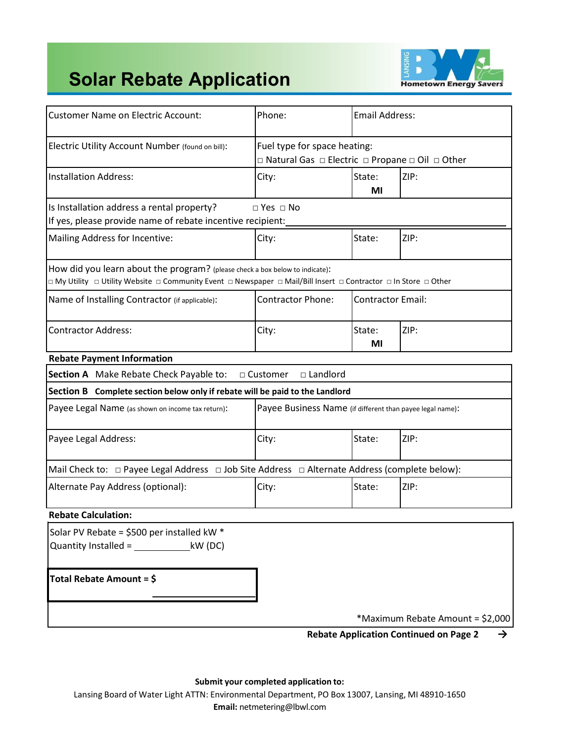# Solar Rebate Application

Lansing BWL Hometown Energy Savers

| Customer Name on Electric Account: | Phone: | Email Address: | |
|---|---|---|---|
| Electric Utility Account Number (found on bill): | Fuel type for space heating: □ Natural Gas □ Electric □ Propane □ Oil □ Other | | |
| Installation Address: | City: | State: MI | ZIP: |
| Is Installation address a rental property? □ Yes □ No<br>If yes, please provide name of rebate incentive recipient:\_\_\_\_\_\_\_\_\_\_\_\_\_\_\_\_ | | | |
| Mailing Address for Incentive: | City: | State: | ZIP: |
| How did you learn about the program? (please check a box below to indicate):<br>□ My Utility □ Utility Website □ Community Event □ Newspaper □ Mail/Bill Insert □ Contractor □ In Store □ Other | | | |
| Name of Installing Contractor (if applicable): | Contractor Phone: | Contractor Email: | |
| Contractor Address: | City: | State: MI | ZIP: |

**Rebate Payment Information**

| **Section A** Make Rebate Check Payable to: □ Customer □ Landlord | | | |
|---|---|---|---|
| **Section B Complete section below only if rebate will be paid to the Landlord** | | | |
| Payee Legal Name (as shown on income tax return): | Payee Business Name (if different than payee legal name): | | |
| Payee Legal Address: | City: | State: | ZIP: |
| Mail Check to: □ Payee Legal Address □ Job Site Address □ Alternate Address (complete below): | | | |
| Alternate Pay Address (optional): | City: | State: | ZIP: |

**Rebate Calculation:**

Solar PV Rebate = $500 per installed kW *
Quantity Installed = \_\_\_\_\_\_\_\_\_\_\_\_ kW (DC)

**Total Rebate Amount = $** \_\_\_\_\_\_\_\_\_\_\_\_

*Maximum Rebate Amount = $2,000

**Rebate Application Continued on Page 2** →

**Submit your completed application to:**
Lansing Board of Water Light ATTN: Environmental Department, PO Box 13007, Lansing, MI 48910-1650
**Email:** netmetering@lbwl.com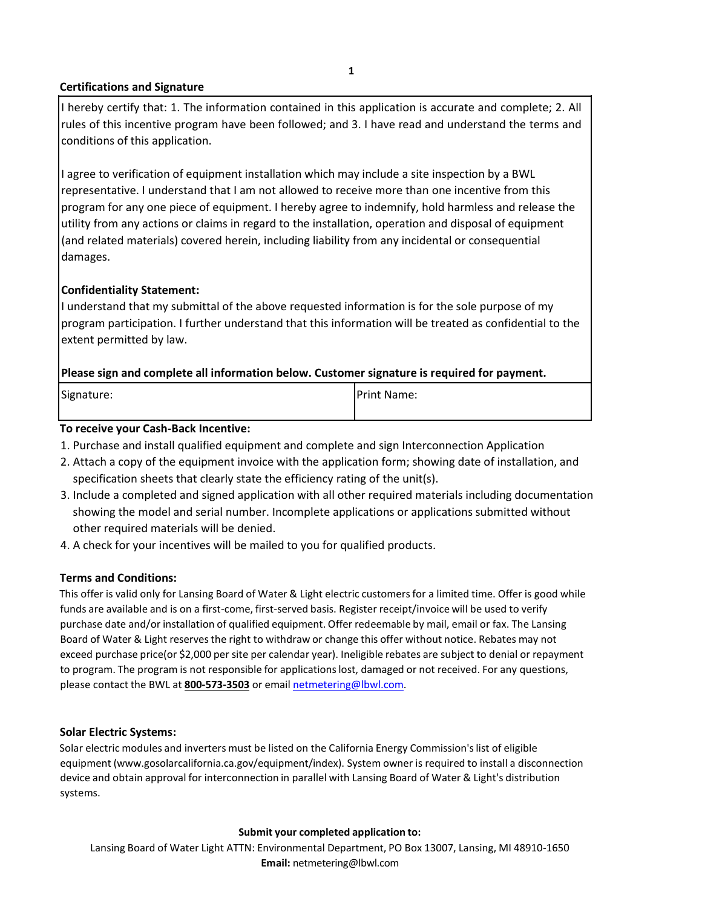## Certifications and Signature

I hereby certify that: 1. The information contained in this application is accurate and complete; 2. All rules of this incentive program have been followed; and 3. I have read and understand the terms and conditions of this application.

I agree to verification of equipment installation which may include a site inspection by a BWL representative. I understand that I am not allowed to receive more than one incentive from this program for any one piece of equipment. I hereby agree to indemnify, hold harmless and release the utility from any actions or claims in regard to the installation, operation and disposal of equipment (and related materials) covered herein, including liability from any incidental or consequential damages.

**Confidentiality Statement:**
I understand that my submittal of the above requested information is for the sole purpose of my program participation. I further understand that this information will be treated as confidential to the extent permitted by law.

**Please sign and complete all information below. Customer signature is required for payment.**

| | |
|---|---|
| Signature: | Print Name: |

**To receive your Cash-Back Incentive:**

1. Purchase and install qualified equipment and complete and sign Interconnection Application
2. Attach a copy of the equipment invoice with the application form; showing date of installation, and specification sheets that clearly state the efficiency rating of the unit(s).
3. Include a completed and signed application with all other required materials including documentation showing the model and serial number. Incomplete applications or applications submitted without other required materials will be denied.
4. A check for your incentives will be mailed to you for qualified products.

**Terms and Conditions:**

This offer is valid only for Lansing Board of Water & Light electric customers for a limited time. Offer is good while funds are available and is on a first-come, first-served basis. Register receipt/invoice will be used to verify purchase date and/or installation of qualified equipment. Offer redeemable by mail, email or fax. The Lansing Board of Water & Light reserves the right to withdraw or change this offer without notice. Rebates may not exceed purchase price(or $2,000 per site per calendar year). Ineligible rebates are subject to denial or repayment to program. The program is not responsible for applications lost, damaged or not received. For any questions, please contact the BWL at **800-573-3503** or email netmetering@lbwl.com.

**Solar Electric Systems:**

Solar electric modules and inverters must be listed on the California Energy Commission's list of eligible equipment (www.gosolarcalifornia.ca.gov/equipment/index). System owner is required to install a disconnection device and obtain approval for interconnection in parallel with Lansing Board of Water & Light's distribution systems.

**Submit your completed application to:**

Lansing Board of Water Light ATTN: Environmental Department, PO Box 13007, Lansing, MI 48910-1650

**Email:** netmetering@lbwl.com